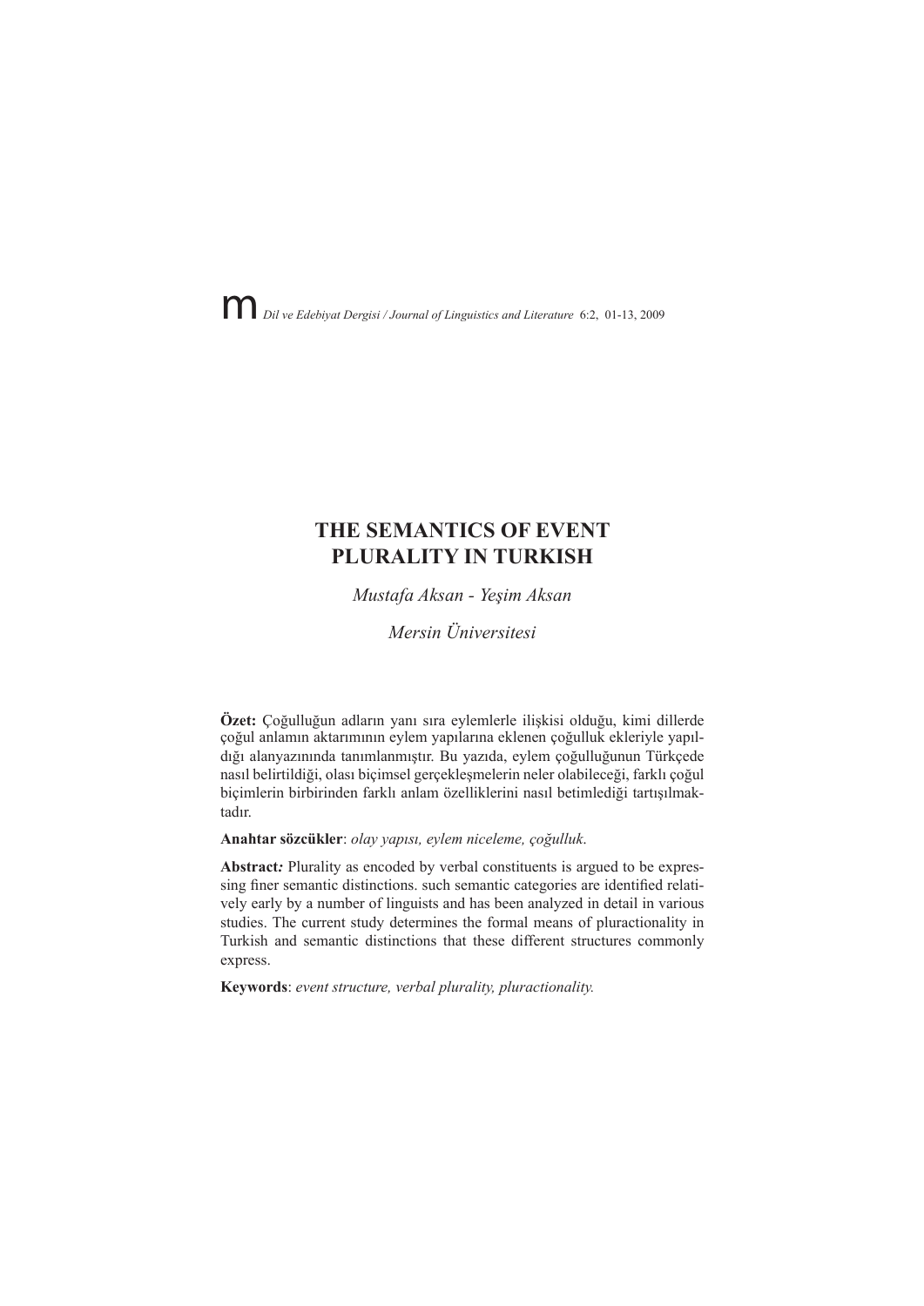# THE SEMANTICS OF EVENT PLURALITY IN TURKISH

*Mustafa Aksan - Yeşim Aksan*

*Mersin Üniversitesi*

**Özet:** Çoğulluğun adların yanı sıra eylemlerle ilişkisi olduğu, kimi dillerde çoğul anlamın aktarımının eylem yapılarına eklenen çoğulluk ekleriyle yapıldığı alanyazınında tanımlanmıştır. Bu yazıda, eylem çoğulluğunun Türkçede nasıl belirtildiği, olası biçimsel gerçekleşmelerin neler olabileceği, farklı çoğul biçimlerin birbirinden farklı anlam özelliklerini nasıl betimlediği tartışılmaktadır.

**Anahtar sözcükler**: *olay yapısı, eylem niceleme, çoğulluk*.

**Abstract:** Plurality as encoded by verbal constituents is argued to be expressing finer semantic distinctions. such semantic categories are identified relatively early by a number of linguists and has been analyzed in detail in various studies. The current study determines the formal means of pluractionality in Turkish and semantic distinctions that these different structures commonly express.

**Keywords**: *event structure, verbal plurality, pluractionality.*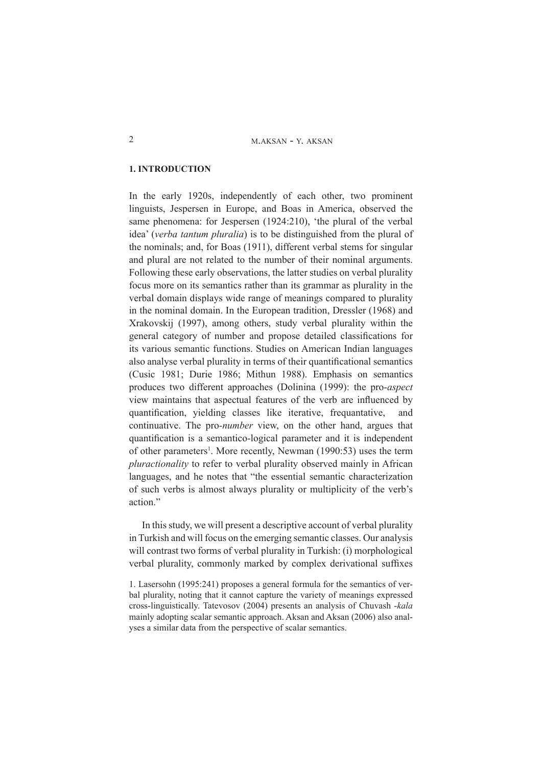## 1. INTRODUCTION

In the early 1920s, independently of each other, two prominent linguists, Jespersen in Europe, and Boas in America, observed the same phenomena: for Jespersen (1924:210), 'the plural of the verbal idea' (*verba tantum pluralia*) is to be distinguished from the plural of the nominals; and, for Boas (1911), different verbal stems for singular and plural are not related to the number of their nominal arguments. Following these early observations, the latter studies on verbal plurality focus more on its semantics rather than its grammar as plurality in the verbal domain displays wide range of meanings compared to plurality in the nominal domain. In the European tradition, Dressler (1968) and Xrakovskij (1997), among others, study verbal plurality within the general category of number and propose detailed classifications for its various semantic functions. Studies on American Indian languages also analyse verbal plurality in terms of their quantificational semantics (Cusic 1981; Durie 1986; Mithun 1988). Emphasis on semantics produces two different approaches (Dolinina (1999): the pro-*aspect* view maintains that aspectual features of the verb are influenced by quantification, yielding classes like iterative, frequantative, and continuative. The pro-*number* view, on the other hand, argues that quantification is a semantico-logical parameter and it is independent of other parameters[1]. More recently, Newman (1990:53) uses the term *pluractionality* to refer to verbal plurality observed mainly in African languages, and he notes that "the essential semantic characterization of such verbs is almost always plurality or multiplicity of the verb's action."

In this study, we will present a descriptive account of verbal plurality in Turkish and will focus on the emerging semantic classes. Our analysis will contrast two forms of verbal plurality in Turkish: (i) morphological verbal plurality, commonly marked by complex derivational suffixes

1. Lasersohn (1995:241) proposes a general formula for the semantics of verbal plurality, noting that it cannot capture the variety of meanings expressed cross-linguistically. Tatevosov (2004) presents an analysis of Chuvash *-kala* mainly adopting scalar semantic approach. Aksan and Aksan (2006) also analyses a similar data from the perspective of scalar semantics.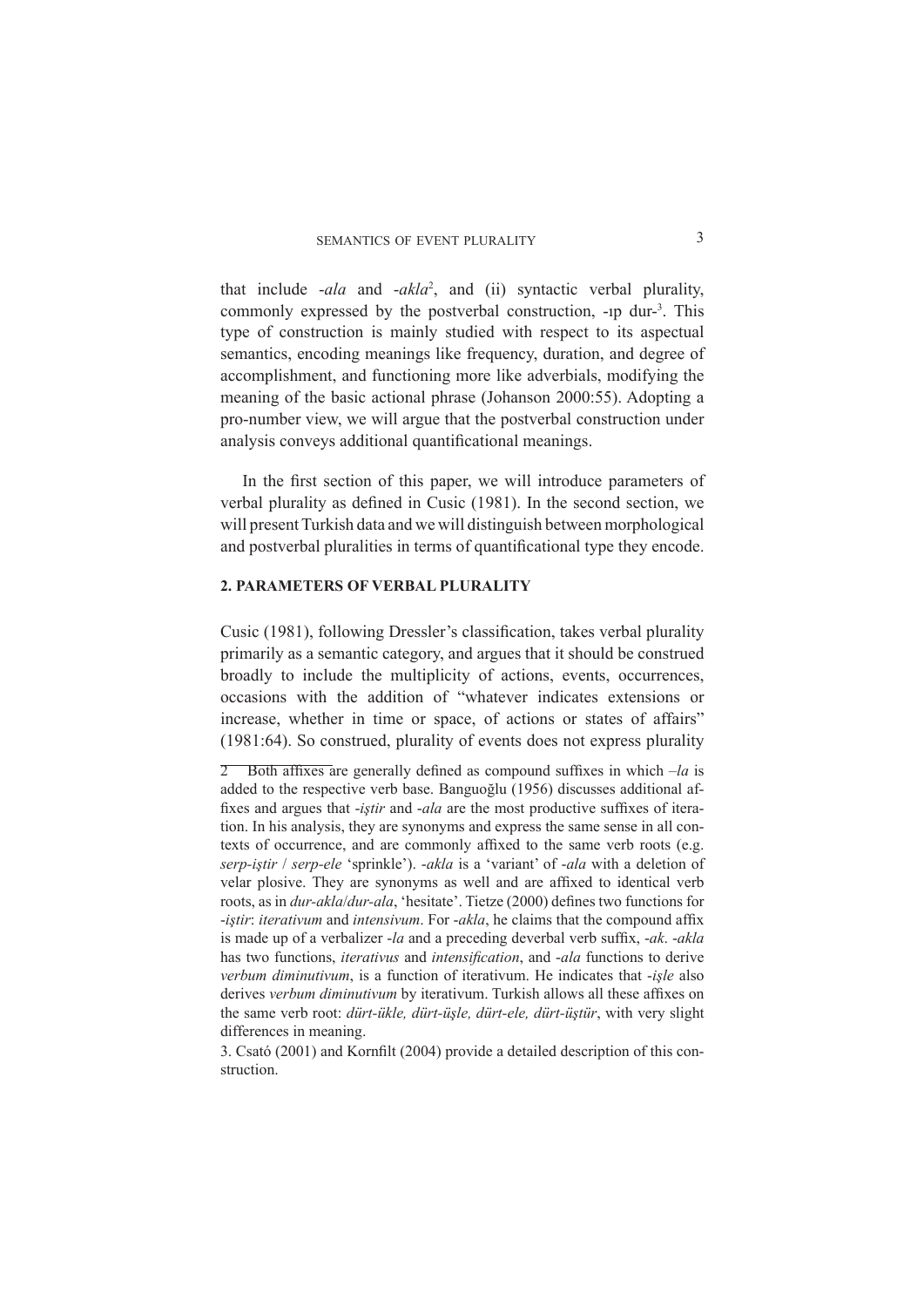that include -*ala* and -*akla*[2], and (ii) syntactic verbal plurality, commonly expressed by the postverbal construction, -ıp dur-[3]. This type of construction is mainly studied with respect to its aspectual semantics, encoding meanings like frequency, duration, and degree of accomplishment, and functioning more like adverbials, modifying the meaning of the basic actional phrase (Johanson 2000:55). Adopting a pro-number view, we will argue that the postverbal construction under analysis conveys additional quantificational meanings.

In the first section of this paper, we will introduce parameters of verbal plurality as defined in Cusic (1981). In the second section, we will present Turkish data and we will distinguish between morphological and postverbal pluralities in terms of quantificational type they encode.

## 2. PARAMETERS OF VERBAL PLURALITY

Cusic (1981), following Dressler's classification, takes verbal plurality primarily as a semantic category, and argues that it should be construed broadly to include the multiplicity of actions, events, occurrences, occasions with the addition of "whatever indicates extensions or increase, whether in time or space, of actions or states of affairs" (1981:64). So construed, plurality of events does not express plurality

---

2 Both affixes are generally defined as compound suffixes in which –*la* is added to the respective verb base. Banguoğlu (1956) discusses additional affixes and argues that -*iştir* and -*ala* are the most productive suffixes of iteration. In his analysis, they are synonyms and express the same sense in all contexts of occurrence, and are commonly affixed to the same verb roots (e.g. *serp-iştir* / *serp-ele* 'sprinkle'). -*akla* is a 'variant' of -*ala* with a deletion of velar plosive. They are synonyms as well and are affixed to identical verb roots, as in *dur-akla*/*dur-ala*, 'hesitate'. Tietze (2000) defines two functions for -*iştir*: *iterativum* and *intensivum*. For -*akla*, he claims that the compound affix is made up of a verbalizer -*la* and a preceding deverbal verb suffix, -*ak*. -*akla* has two functions, *iterativus* and *intensification*, and -*ala* functions to derive *verbum diminutivum*, is a function of iterativum. He indicates that -*işle* also derives *verbum diminutivum* by iterativum. Turkish allows all these affixes on the same verb root: *dürt-ükle, dürt-üşle, dürt-ele, dürt-üştür*, with very slight differences in meaning.

3. Csató (2001) and Kornfilt (2004) provide a detailed description of this construction.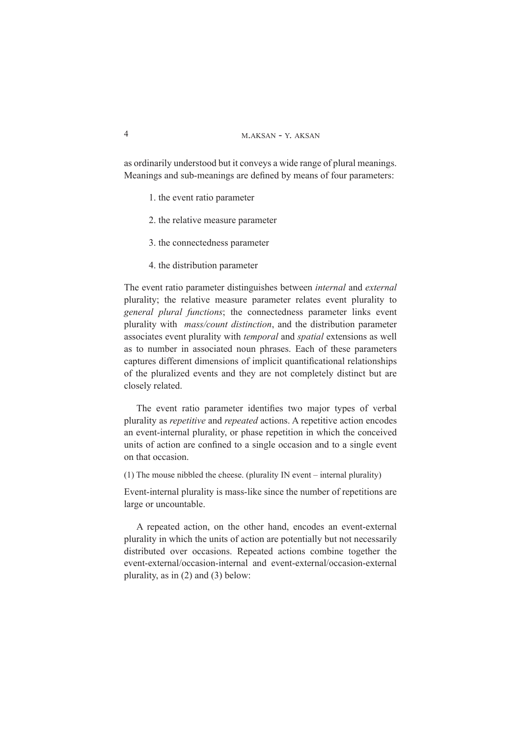as ordinarily understood but it conveys a wide range of plural meanings. Meanings and sub-meanings are defined by means of four parameters:

1. the event ratio parameter
2. the relative measure parameter
3. the connectedness parameter
4. the distribution parameter

The event ratio parameter distinguishes between *internal* and *external* plurality; the relative measure parameter relates event plurality to *general plural functions*; the connectedness parameter links event plurality with *mass/count distinction*, and the distribution parameter associates event plurality with *temporal* and *spatial* extensions as well as to number in associated noun phrases. Each of these parameters captures different dimensions of implicit quantificational relationships of the pluralized events and they are not completely distinct but are closely related.

The event ratio parameter identifies two major types of verbal plurality as *repetitive* and *repeated* actions. A repetitive action encodes an event-internal plurality, or phase repetition in which the conceived units of action are confined to a single occasion and to a single event on that occasion.

(1) The mouse nibbled the cheese. (plurality IN event – internal plurality)

Event-internal plurality is mass-like since the number of repetitions are large or uncountable.

A repeated action, on the other hand, encodes an event-external plurality in which the units of action are potentially but not necessarily distributed over occasions. Repeated actions combine together the event-external/occasion-internal and event-external/occasion-external plurality, as in (2) and (3) below: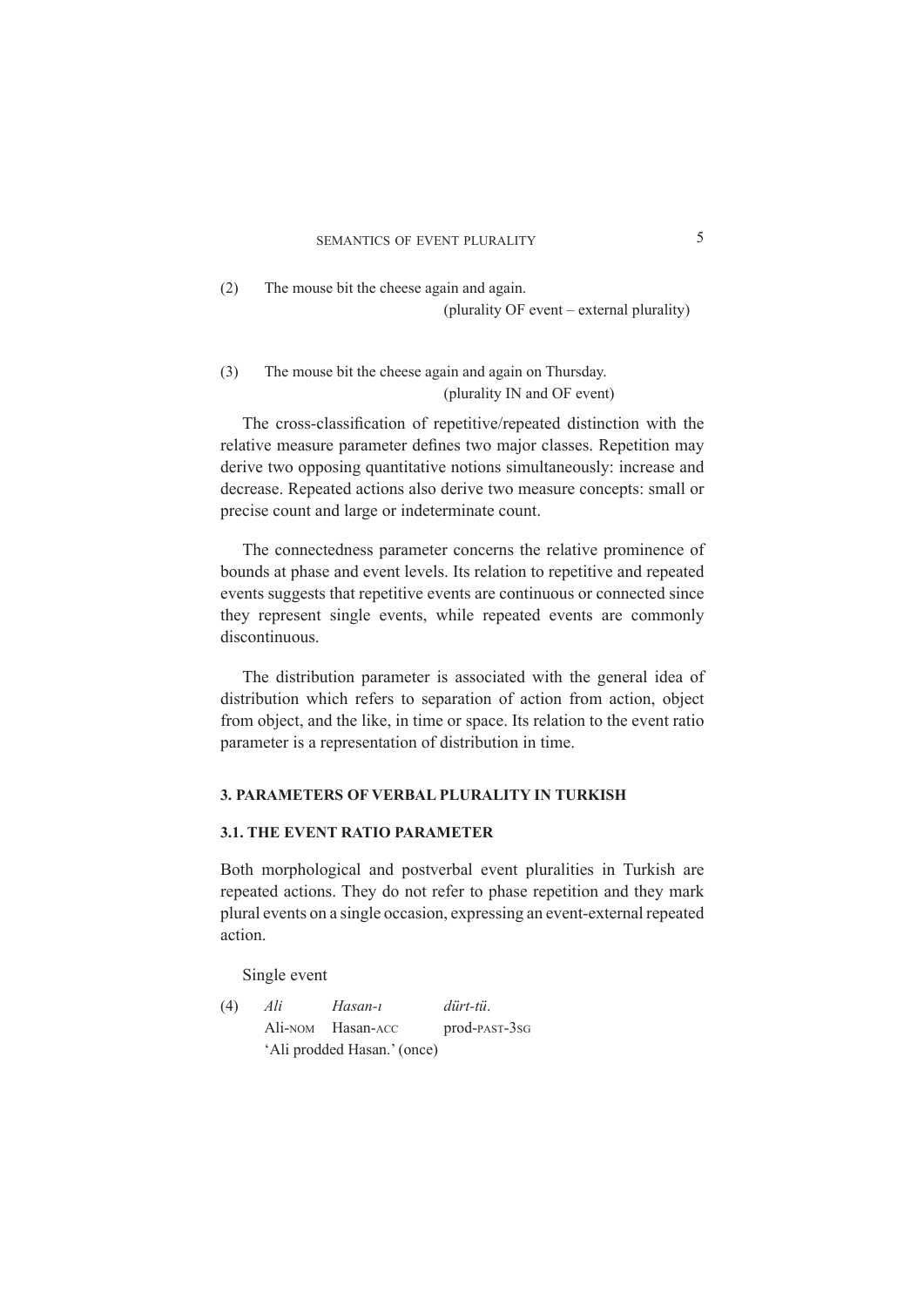(2) The mouse bit the cheese again and again.
(plurality OF event – external plurality)

(3) The mouse bit the cheese again and again on Thursday.
(plurality IN and OF event)

The cross-classification of repetitive/repeated distinction with the relative measure parameter defines two major classes. Repetition may derive two opposing quantitative notions simultaneously: increase and decrease. Repeated actions also derive two measure concepts: small or precise count and large or indeterminate count.

The connectedness parameter concerns the relative prominence of bounds at phase and event levels. Its relation to repetitive and repeated events suggests that repetitive events are continuous or connected since they represent single events, while repeated events are commonly discontinuous.

The distribution parameter is associated with the general idea of distribution which refers to separation of action from action, object from object, and the like, in time or space. Its relation to the event ratio parameter is a representation of distribution in time.

## 3. PARAMETERS OF VERBAL PLURALITY IN TURKISH

### 3.1. THE EVENT RATIO PARAMETER

Both morphological and postverbal event pluralities in Turkish are repeated actions. They do not refer to phase repetition and they mark plural events on a single occasion, expressing an event-external repeated action.

Single event

(4) *Ali* *Hasan-ı* *dürt-tü.*
Ali-NOM Hasan-ACC prod-PAST-3SG
'Ali prodded Hasan.' (once)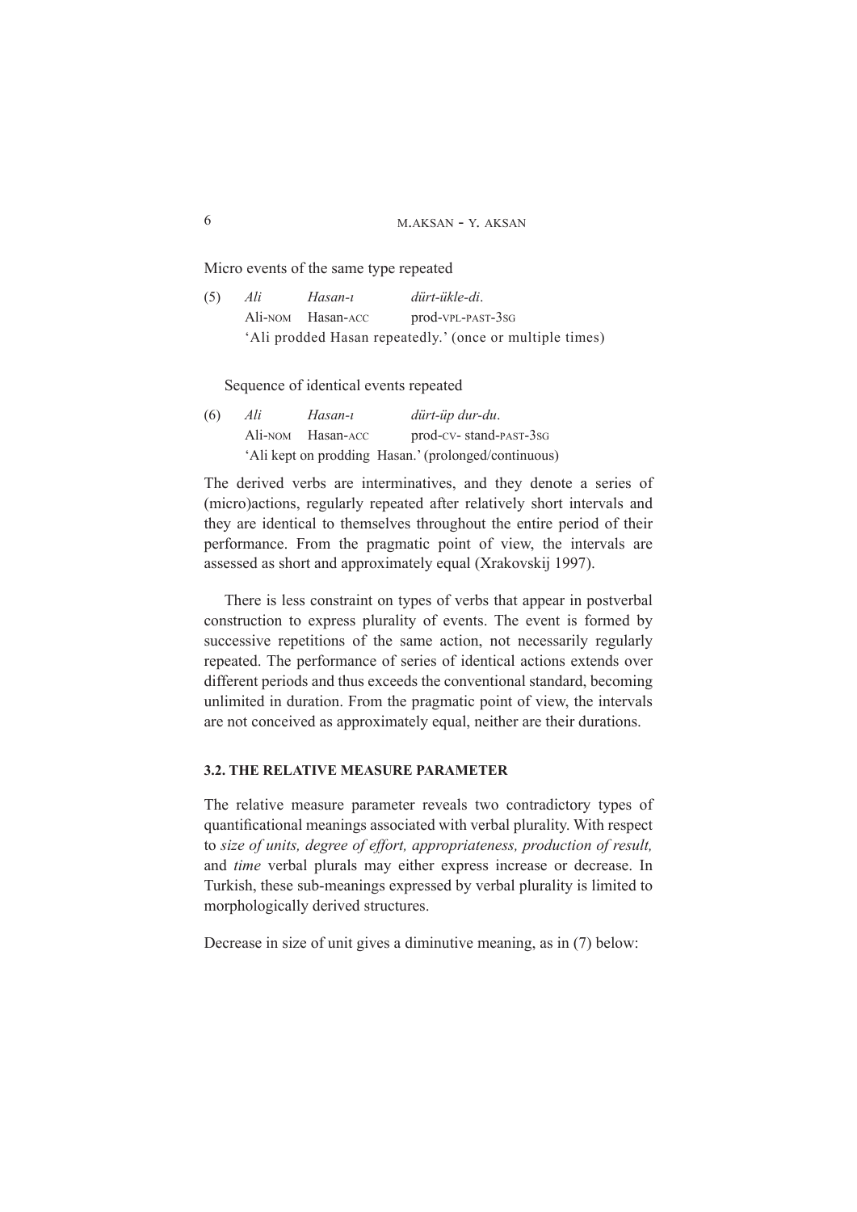Micro events of the same type repeated

(5) *Ali* *Hasan-ı* *dürt-ükle-di*.
Ali-NOM Hasan-ACC prod-VPL-PAST-3SG
'Ali prodded Hasan repeatedly.' (once or multiple times)

Sequence of identical events repeated

(6) *Ali* *Hasan-ı* *dürt-üp dur-du*.
Ali-NOM Hasan-ACC prod-CV- stand-PAST-3SG
'Ali kept on prodding Hasan.' (prolonged/continuous)

The derived verbs are interminatives, and they denote a series of (micro)actions, regularly repeated after relatively short intervals and they are identical to themselves throughout the entire period of their performance. From the pragmatic point of view, the intervals are assessed as short and approximately equal (Xrakovskij 1997).

There is less constraint on types of verbs that appear in postverbal construction to express plurality of events. The event is formed by successive repetitions of the same action, not necessarily regularly repeated. The performance of series of identical actions extends over different periods and thus exceeds the conventional standard, becoming unlimited in duration. From the pragmatic point of view, the intervals are not conceived as approximately equal, neither are their durations.

### 3.2. THE RELATIVE MEASURE PARAMETER

The relative measure parameter reveals two contradictory types of quantificational meanings associated with verbal plurality. With respect to *size of units, degree of effort, appropriateness, production of result,* and *time* verbal plurals may either express increase or decrease. In Turkish, these sub-meanings expressed by verbal plurality is limited to morphologically derived structures.

Decrease in size of unit gives a diminutive meaning, as in (7) below: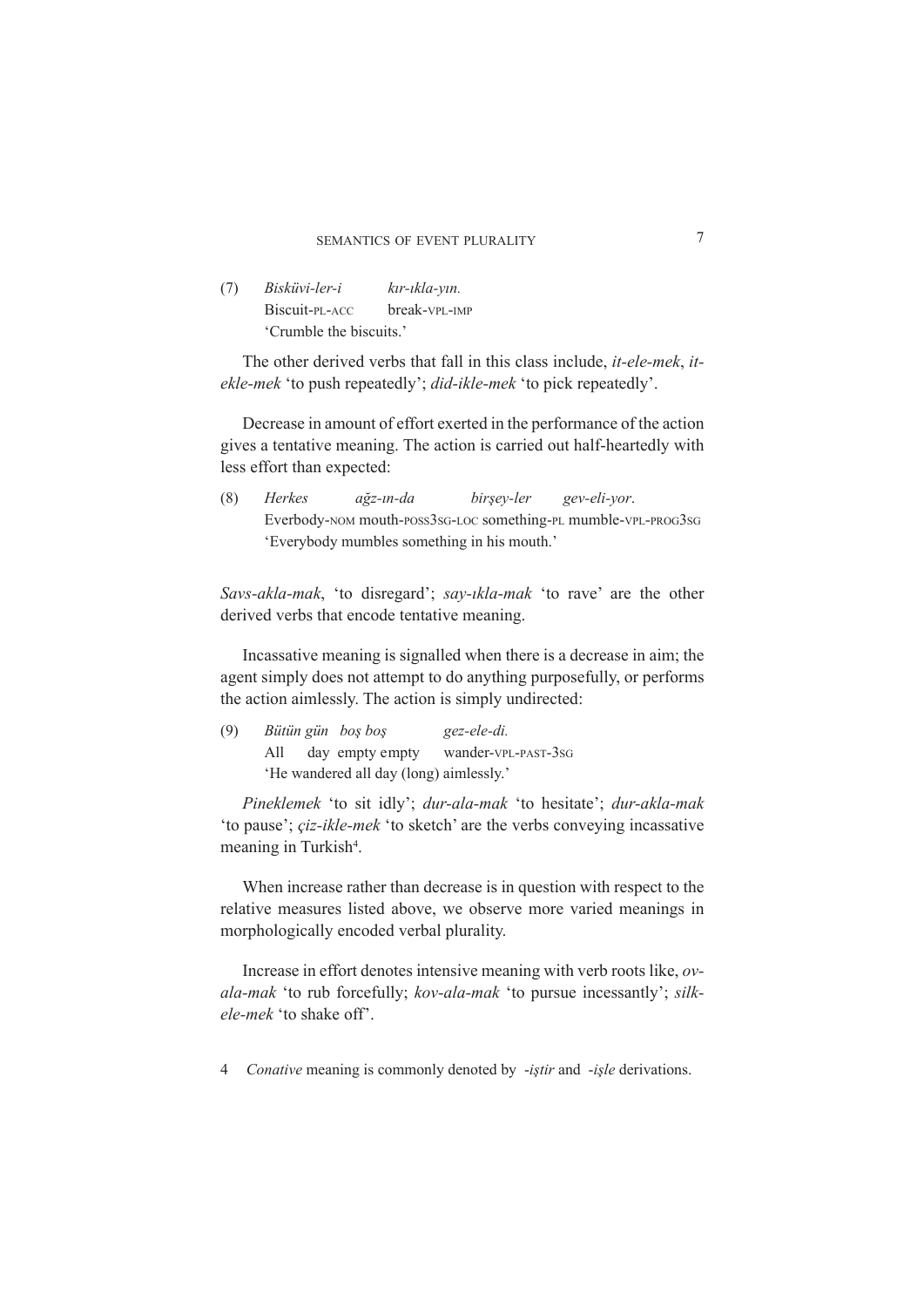(7) *Bisküvi-ler-i kır-ıkla-yın.*
Biscuit-PL-ACC break-VPL-IMP
'Crumble the biscuits.'

The other derived verbs that fall in this class include, *it-ele-mek*, *it-ekle-mek* 'to push repeatedly'; *did-ikle-mek* 'to pick repeatedly'.

Decrease in amount of effort exerted in the performance of the action gives a tentative meaning. The action is carried out half-heartedly with less effort than expected:

(8) *Herkes ağz-ın-da birşey-ler gev-eli-yor.*
Everbody-NOM mouth-POSS3SG-LOC something-PL mumble-VPL-PROG3SG
'Everybody mumbles something in his mouth.'

*Savs-akla-mak*, 'to disregard'; *say-ıkla-mak* 'to rave' are the other derived verbs that encode tentative meaning.

Incassative meaning is signalled when there is a decrease in aim; the agent simply does not attempt to do anything purposefully, or performs the action aimlessly. The action is simply undirected:

(9) *Bütün gün boş boş gez-ele-di.*
All day empty empty wander-VPL-PAST-3SG
'He wandered all day (long) aimlessly.'

*Pineklemek* 'to sit idly'; *dur-ala-mak* 'to hesitate'; *dur-akla-mak* 'to pause'; *çiz-ikle-mek* 'to sketch' are the verbs conveying incassative meaning in Turkish[4].

When increase rather than decrease is in question with respect to the relative measures listed above, we observe more varied meanings in morphologically encoded verbal plurality.

Increase in effort denotes intensive meaning with verb roots like, *ov-ala-mak* 'to rub forcefully; *kov-ala-mak* 'to pursue incessantly'; *silk-ele-mek* 'to shake off'.

4 *Conative* meaning is commonly denoted by *-iştir* and *-işle* derivations.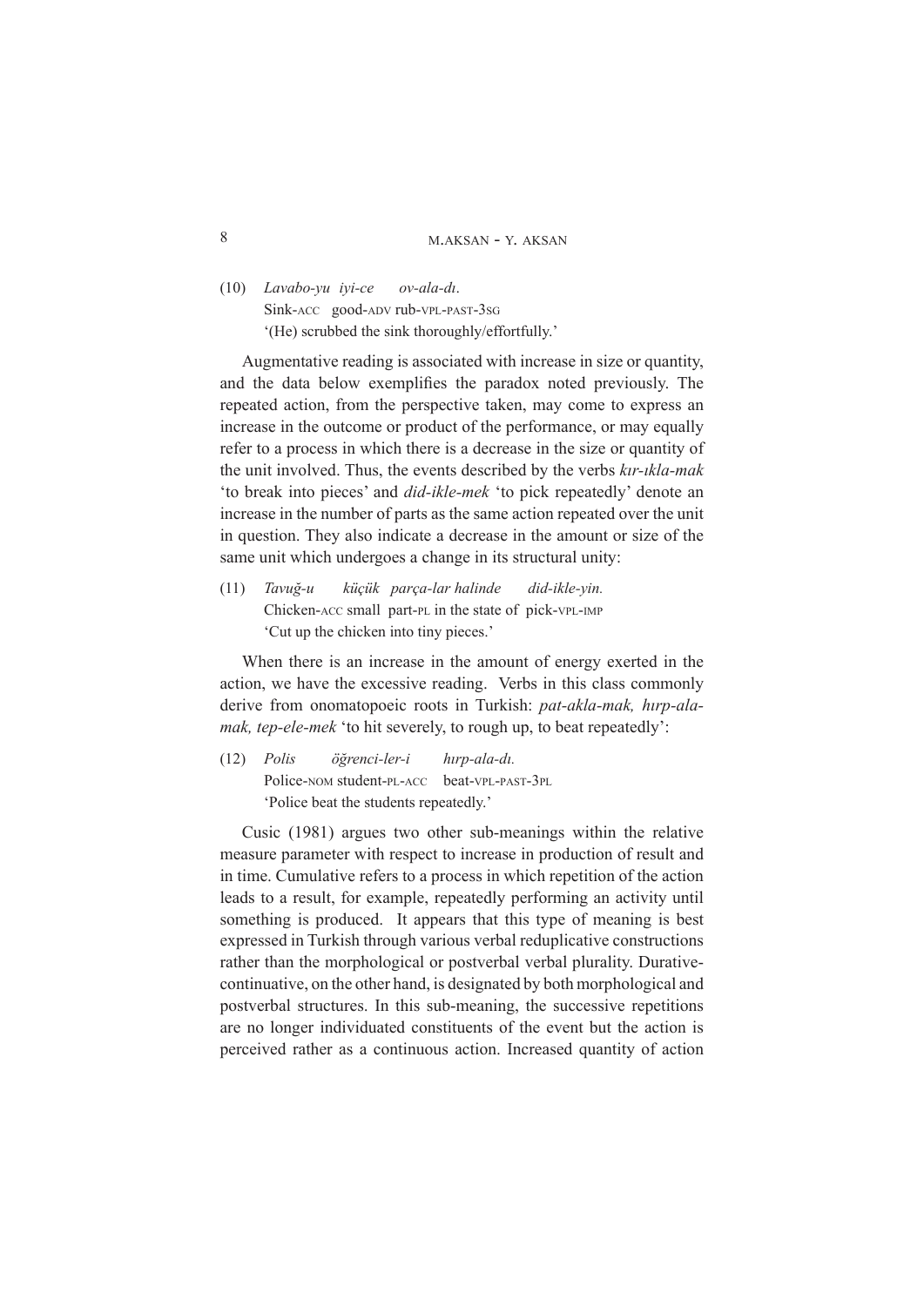(10) *Lavabo-yu iyi-ce ov-ala-dı.*
Sink-ACC good-ADV rub-VPL-PAST-3SG
'(He) scrubbed the sink thoroughly/effortfully.'

Augmentative reading is associated with increase in size or quantity, and the data below exemplifies the paradox noted previously. The repeated action, from the perspective taken, may come to express an increase in the outcome or product of the performance, or may equally refer to a process in which there is a decrease in the size or quantity of the unit involved. Thus, the events described by the verbs *kır-ıkla-mak* 'to break into pieces' and *did-ikle-mek* 'to pick repeatedly' denote an increase in the number of parts as the same action repeated over the unit in question. They also indicate a decrease in the amount or size of the same unit which undergoes a change in its structural unity:

(11) *Tavuğ-u küçük parça-lar halinde did-ikle-yin.*
Chicken-ACC small part-PL in the state of pick-VPL-IMP
'Cut up the chicken into tiny pieces.'

When there is an increase in the amount of energy exerted in the action, we have the excessive reading. Verbs in this class commonly derive from onomatopoeic roots in Turkish: *pat-akla-mak, hırp-ala-mak, tep-ele-mek* 'to hit severely, to rough up, to beat repeatedly':

(12) *Polis öğrenci-ler-i hırp-ala-dı.*
Police-NOM student-PL-ACC beat-VPL-PAST-3PL
'Police beat the students repeatedly.'

Cusic (1981) argues two other sub-meanings within the relative measure parameter with respect to increase in production of result and in time. Cumulative refers to a process in which repetition of the action leads to a result, for example, repeatedly performing an activity until something is produced. It appears that this type of meaning is best expressed in Turkish through various verbal reduplicative constructions rather than the morphological or postverbal verbal plurality. Durative-continuative, on the other hand, is designated by both morphological and postverbal structures. In this sub-meaning, the successive repetitions are no longer individuated constituents of the event but the action is perceived rather as a continuous action. Increased quantity of action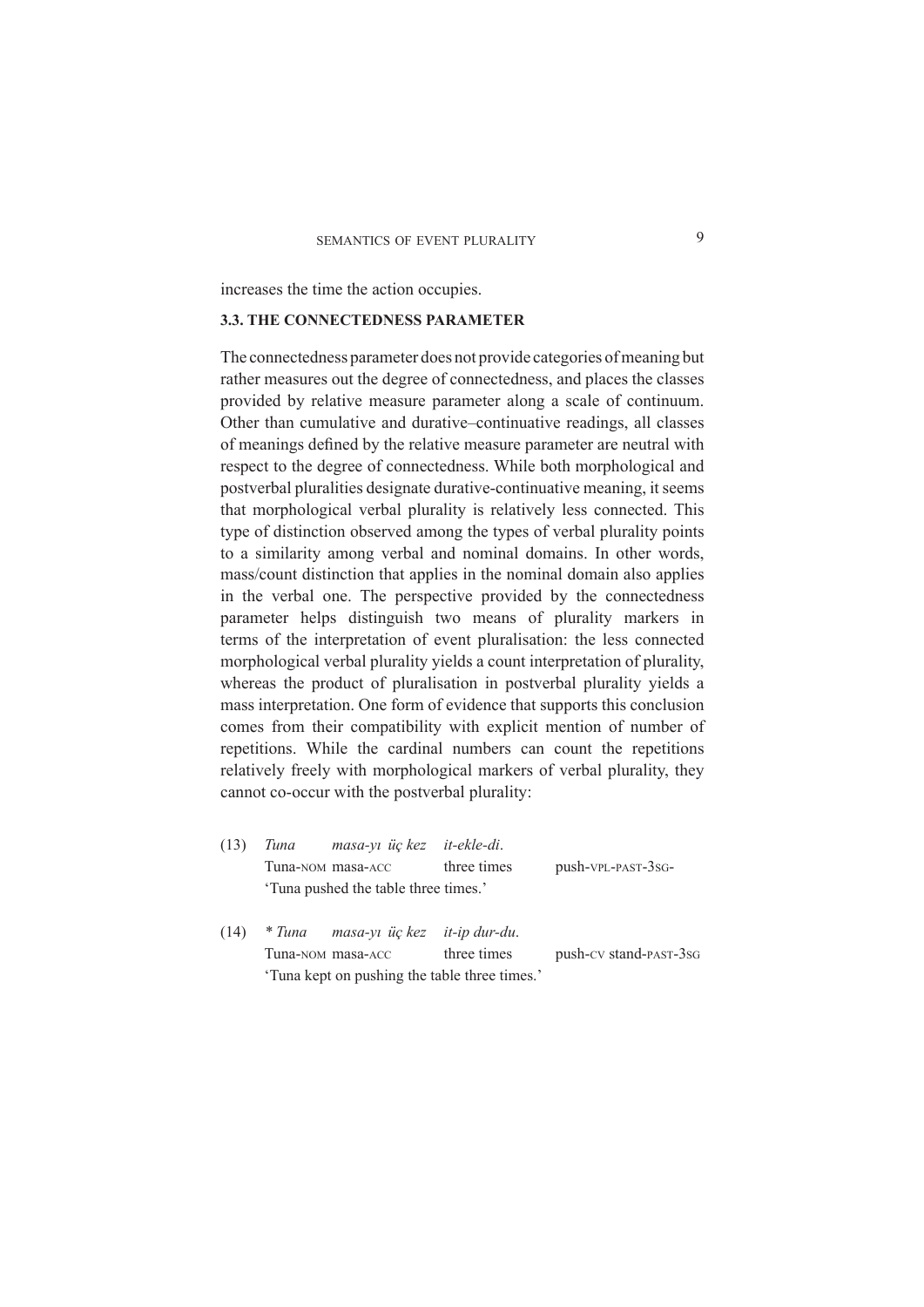increases the time the action occupies.

### 3.3. THE CONNECTEDNESS PARAMETER

The connectedness parameter does not provide categories of meaning but rather measures out the degree of connectedness, and places the classes provided by relative measure parameter along a scale of continuum. Other than cumulative and durative–continuative readings, all classes of meanings defined by the relative measure parameter are neutral with respect to the degree of connectedness. While both morphological and postverbal pluralities designate durative-continuative meaning, it seems that morphological verbal plurality is relatively less connected. This type of distinction observed among the types of verbal plurality points to a similarity among verbal and nominal domains. In other words, mass/count distinction that applies in the nominal domain also applies in the verbal one. The perspective provided by the connectedness parameter helps distinguish two means of plurality markers in terms of the interpretation of event pluralisation: the less connected morphological verbal plurality yields a count interpretation of plurality, whereas the product of pluralisation in postverbal plurality yields a mass interpretation. One form of evidence that supports this conclusion comes from their compatibility with explicit mention of number of repetitions. While the cardinal numbers can count the repetitions relatively freely with morphological markers of verbal plurality, they cannot co-occur with the postverbal plurality:

(13) *Tuna masa-yı üç kez it-ekle-di*.
Tuna-NOM masa-ACC three times push-VPL-PAST-3SG-
'Tuna pushed the table three times.'

(14) * *Tuna masa-yı üç kez it-ip dur-du*.
Tuna-NOM masa-ACC three times push-CV stand-PAST-3SG
'Tuna kept on pushing the table three times.'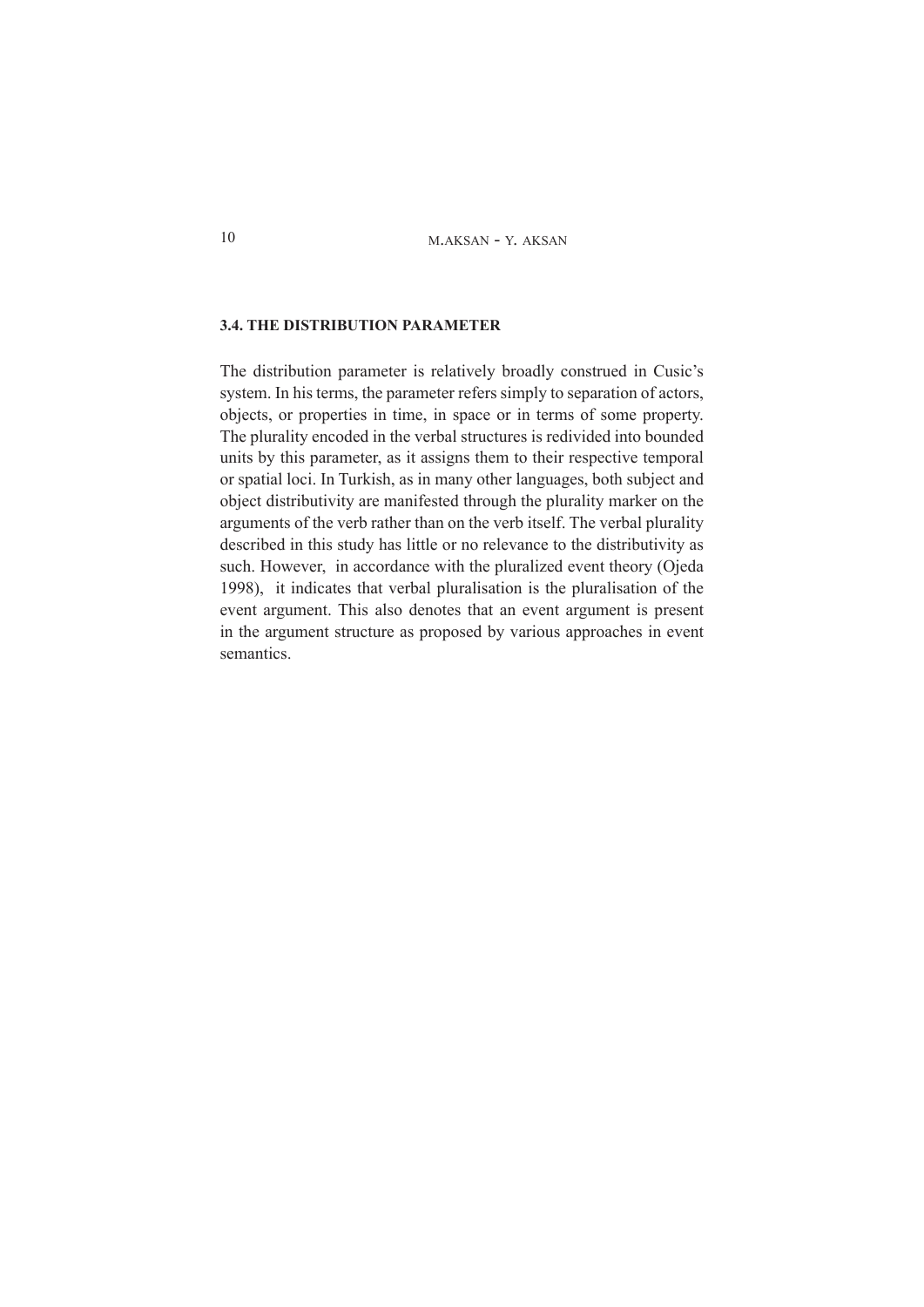### 3.4. THE DISTRIBUTION PARAMETER

The distribution parameter is relatively broadly construed in Cusic's system. In his terms, the parameter refers simply to separation of actors, objects, or properties in time, in space or in terms of some property. The plurality encoded in the verbal structures is redivided into bounded units by this parameter, as it assigns them to their respective temporal or spatial loci. In Turkish, as in many other languages, both subject and object distributivity are manifested through the plurality marker on the arguments of the verb rather than on the verb itself. The verbal plurality described in this study has little or no relevance to the distributivity as such. However, in accordance with the pluralized event theory (Ojeda 1998), it indicates that verbal pluralisation is the pluralisation of the event argument. This also denotes that an event argument is present in the argument structure as proposed by various approaches in event semantics.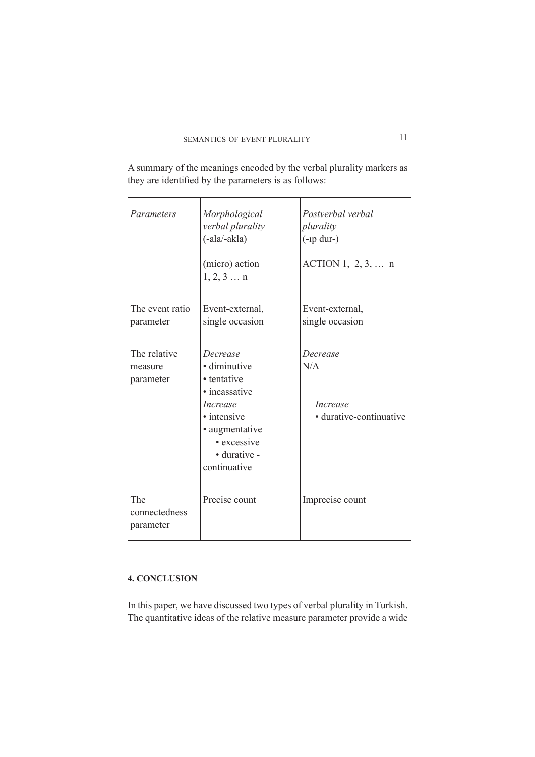A summary of the meanings encoded by the verbal plurality markers as they are identified by the parameters is as follows:

| *Parameters* | *Morphological verbal plurality* (-ala/-akla)<br><br>(micro) action 1, 2, 3 … n | *Postverbal verbal plurality* (-ıp dur-)<br><br>ACTION 1, 2, 3, … n |
|---|---|---|
| The event ratio parameter | Event-external, single occasion | Event-external, single occasion |
| The relative measure parameter | *Decrease*<br>• diminutive<br>• tentative<br>• incassative<br>*Increase*<br>• intensive<br>• augmentative<br>• excessive<br>• durative - continuative | *Decrease*<br>N/A<br><br><br>*Increase*<br>• durative-continuative |
| The connectedness parameter | Precise count | Imprecise count |

## 4. CONCLUSION

In this paper, we have discussed two types of verbal plurality in Turkish. The quantitative ideas of the relative measure parameter provide a wide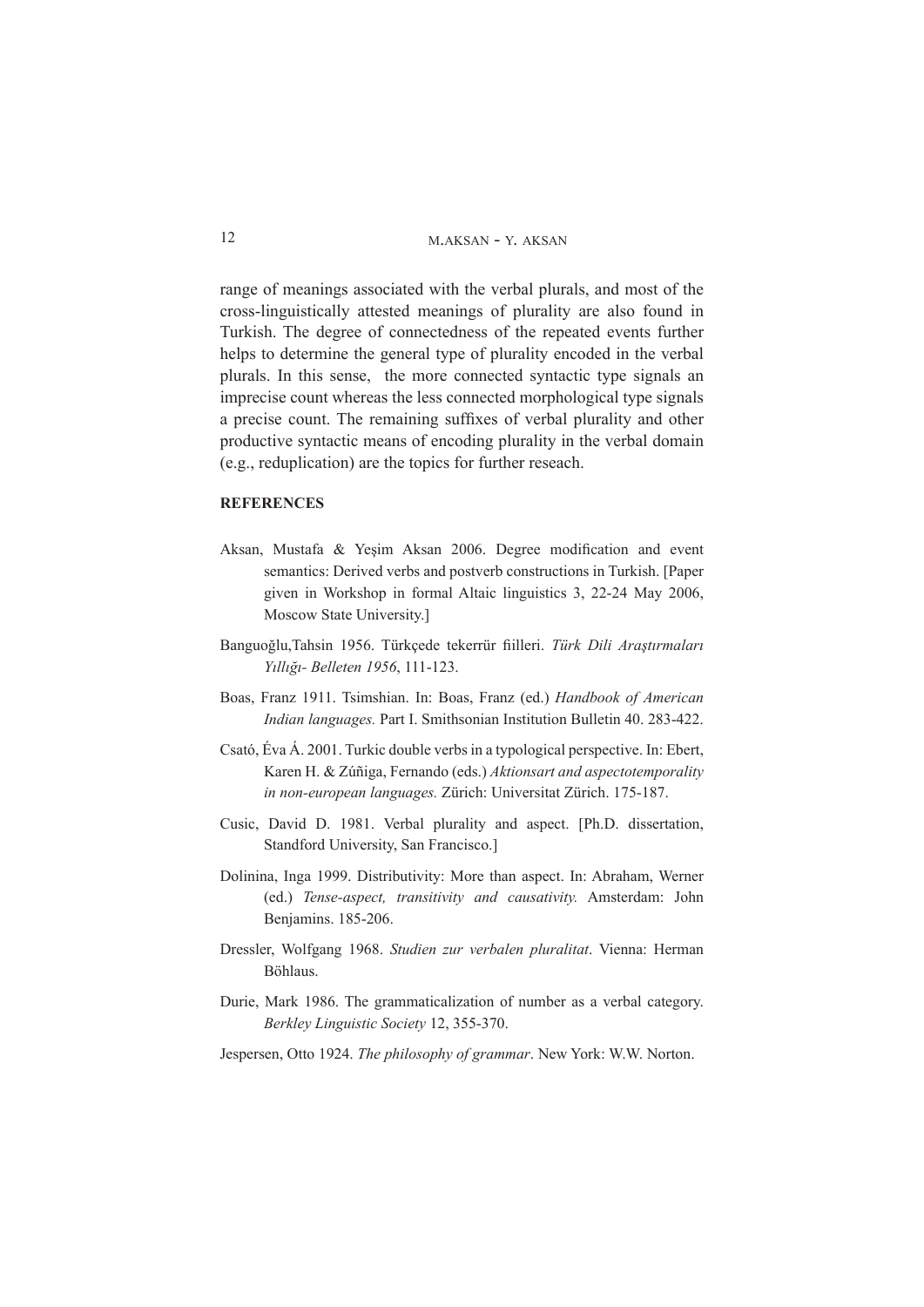range of meanings associated with the verbal plurals, and most of the cross-linguistically attested meanings of plurality are also found in Turkish. The degree of connectedness of the repeated events further helps to determine the general type of plurality encoded in the verbal plurals. In this sense, the more connected syntactic type signals an imprecise count whereas the less connected morphological type signals a precise count. The remaining suffixes of verbal plurality and other productive syntactic means of encoding plurality in the verbal domain (e.g., reduplication) are the topics for further reseach.

## REFERENCES

Aksan, Mustafa & Yeşim Aksan 2006. Degree modification and event semantics: Derived verbs and postverb constructions in Turkish. [Paper given in Workshop in formal Altaic linguistics 3, 22-24 May 2006, Moscow State University.]

Banguoğlu,Tahsin 1956. Türkçede tekerrür fiilleri. *Türk Dili Araştırmaları Yıllığı- Belleten 1956*, 111-123.

Boas, Franz 1911. Tsimshian. In: Boas, Franz (ed.) *Handbook of American Indian languages.* Part I. Smithsonian Institution Bulletin 40. 283-422.

Csató, Éva Á. 2001. Turkic double verbs in a typological perspective. In: Ebert, Karen H. & Zúñiga, Fernando (eds.) *Aktionsart and aspectotemporality in non-european languages.* Zürich: Universitat Zürich. 175-187.

Cusic, David D. 1981. Verbal plurality and aspect. [Ph.D. dissertation, Standford University, San Francisco.]

Dolinina, Inga 1999. Distributivity: More than aspect. In: Abraham, Werner (ed.) *Tense-aspect, transitivity and causativity.* Amsterdam: John Benjamins. 185-206.

Dressler, Wolfgang 1968. *Studien zur verbalen pluralitat*. Vienna: Herman Böhlaus.

Durie, Mark 1986. The grammaticalization of number as a verbal category. *Berkley Linguistic Society* 12, 355-370.

Jespersen, Otto 1924. *The philosophy of grammar*. New York: W.W. Norton.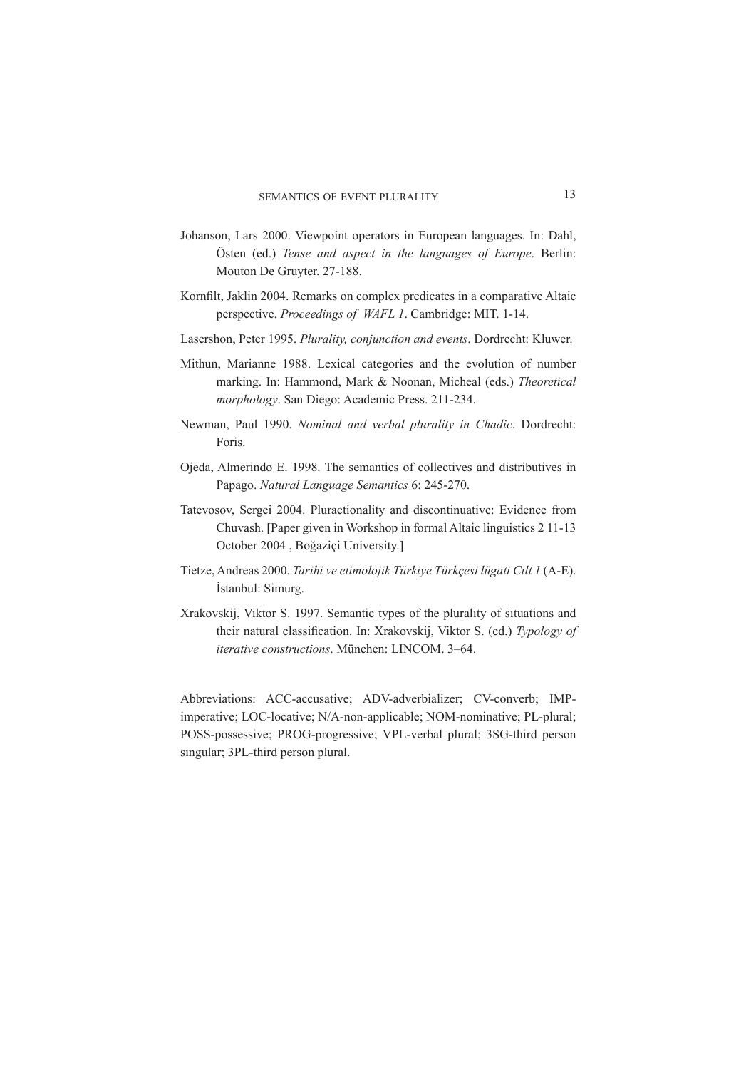Johanson, Lars 2000. Viewpoint operators in European languages. In: Dahl, Östen (ed.) *Tense and aspect in the languages of Europe*. Berlin: Mouton De Gruyter. 27-188.

Kornfilt, Jaklin 2004. Remarks on complex predicates in a comparative Altaic perspective. *Proceedings of WAFL 1*. Cambridge: MIT. 1-14.

Lasershon, Peter 1995. *Plurality, conjunction and events*. Dordrecht: Kluwer.

Mithun, Marianne 1988. Lexical categories and the evolution of number marking. In: Hammond, Mark & Noonan, Micheal (eds.) *Theoretical morphology*. San Diego: Academic Press. 211-234.

Newman, Paul 1990. *Nominal and verbal plurality in Chadic*. Dordrecht: Foris.

Ojeda, Almerindo E. 1998. The semantics of collectives and distributives in Papago. *Natural Language Semantics* 6: 245-270.

Tatevosov, Sergei 2004. Pluractionality and discontinuative: Evidence from Chuvash. [Paper given in Workshop in formal Altaic linguistics 2 11-13 October 2004 , Boğaziçi University.]

Tietze, Andreas 2000. *Tarihi ve etimolojik Türkiye Türkçesi lügati Cilt 1* (A-E). İstanbul: Simurg.

Xrakovskij, Viktor S. 1997. Semantic types of the plurality of situations and their natural classification. In: Xrakovskij, Viktor S. (ed.) *Typology of iterative constructions*. München: LINCOM. 3–64.

Abbreviations: ACC-accusative; ADV-adverbializer; CV-converb; IMP-imperative; LOC-locative; N/A-non-applicable; NOM-nominative; PL-plural; POSS-possessive; PROG-progressive; VPL-verbal plural; 3SG-third person singular; 3PL-third person plural.